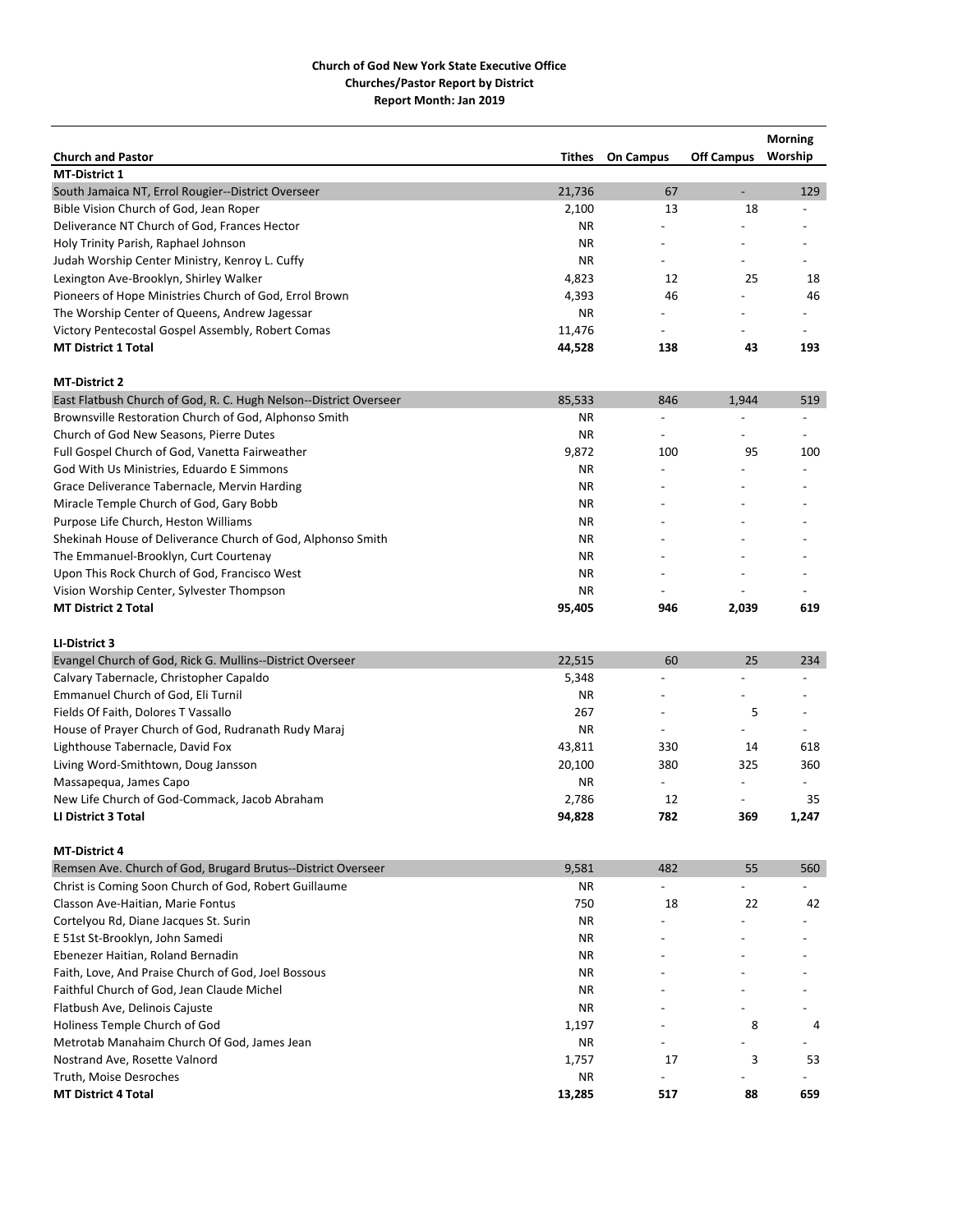**Church of God New York State Executive Office**
**Churches/Pastor Report by District**
**Report Month: Jan 2019**

| Church and Pastor | Tithes | On Campus | Off Campus | Morning Worship |
|---|---|---|---|---|
| **MT-District 1** | | | | |
| South Jamaica NT, Errol Rougier--District Overseer | 21,736 | 67 | - | 129 |
| Bible Vision Church of God, Jean Roper | 2,100 | 13 | 18 | - |
| Deliverance NT Church of God, Frances Hector | NR | - | - | - |
| Holy Trinity Parish, Raphael Johnson | NR | - | - | - |
| Judah Worship Center Ministry, Kenroy L. Cuffy | NR | - | - | - |
| Lexington Ave-Brooklyn, Shirley Walker | 4,823 | 12 | 25 | 18 |
| Pioneers of Hope Ministries Church of God, Errol Brown | 4,393 | 46 | - | 46 |
| The Worship Center of Queens, Andrew Jagessar | NR | - | - | - |
| Victory Pentecostal Gospel Assembly, Robert Comas | 11,476 | - | - | - |
| **MT District 1 Total** | **44,528** | **138** | **43** | **193** |
| | | | | |
| **MT-District 2** | | | | |
| East Flatbush Church of God, R. C. Hugh Nelson--District Overseer | 85,533 | 846 | 1,944 | 519 |
| Brownsville Restoration Church of God, Alphonso Smith | NR | - | - | - |
| Church of God New Seasons, Pierre Dutes | NR | - | - | - |
| Full Gospel Church of God, Vanetta Fairweather | 9,872 | 100 | 95 | 100 |
| God With Us Ministries, Eduardo E Simmons | NR | - | - | - |
| Grace Deliverance Tabernacle, Mervin Harding | NR | - | - | - |
| Miracle Temple Church of God, Gary Bobb | NR | - | - | - |
| Purpose Life Church, Heston Williams | NR | - | - | - |
| Shekinah House of Deliverance Church of God, Alphonso Smith | NR | - | - | - |
| The Emmanuel-Brooklyn, Curt Courtenay | NR | - | - | - |
| Upon This Rock Church of God, Francisco West | NR | - | - | - |
| Vision Worship Center, Sylvester Thompson | NR | - | - | - |
| **MT District 2 Total** | **95,405** | **946** | **2,039** | **619** |
| | | | | |
| **LI-District 3** | | | | |
| Evangel Church of God, Rick G. Mullins--District Overseer | 22,515 | 60 | 25 | 234 |
| Calvary Tabernacle, Christopher Capaldo | 5,348 | - | - | - |
| Emmanuel Church of God, Eli Turnil | NR | - | - | - |
| Fields Of Faith, Dolores T Vassallo | 267 | - | 5 | - |
| House of Prayer Church of God, Rudranath Rudy Maraj | NR | - | - | - |
| Lighthouse Tabernacle, David Fox | 43,811 | 330 | 14 | 618 |
| Living Word-Smithtown, Doug Jansson | 20,100 | 380 | 325 | 360 |
| Massapequa, James Capo | NR | - | - | - |
| New Life Church of God-Commack, Jacob Abraham | 2,786 | 12 | - | 35 |
| **LI District 3 Total** | **94,828** | **782** | **369** | **1,247** |
| | | | | |
| **MT-District 4** | | | | |
| Remsen Ave. Church of God, Brugard Brutus--District Overseer | 9,581 | 482 | 55 | 560 |
| Christ is Coming Soon Church of God, Robert Guillaume | NR | - | - | - |
| Classon Ave-Haitian, Marie Fontus | 750 | 18 | 22 | 42 |
| Cortelyou Rd, Diane Jacques St. Surin | NR | - | - | - |
| E 51st St-Brooklyn, John Samedi | NR | - | - | - |
| Ebenezer Haitian, Roland Bernadin | NR | - | - | - |
| Faith, Love, And Praise Church of God, Joel Bossous | NR | - | - | - |
| Faithful Church of God, Jean Claude Michel | NR | - | - | - |
| Flatbush Ave, Delinois Cajuste | NR | - | - | - |
| Holiness Temple Church of God | 1,197 | - | 8 | 4 |
| Metrotab Manahaim Church Of God, James Jean | NR | - | - | - |
| Nostrand Ave, Rosette Valnord | 1,757 | 17 | 3 | 53 |
| Truth, Moise Desroches | NR | - | - | - |
| **MT District 4 Total** | **13,285** | **517** | **88** | **659** |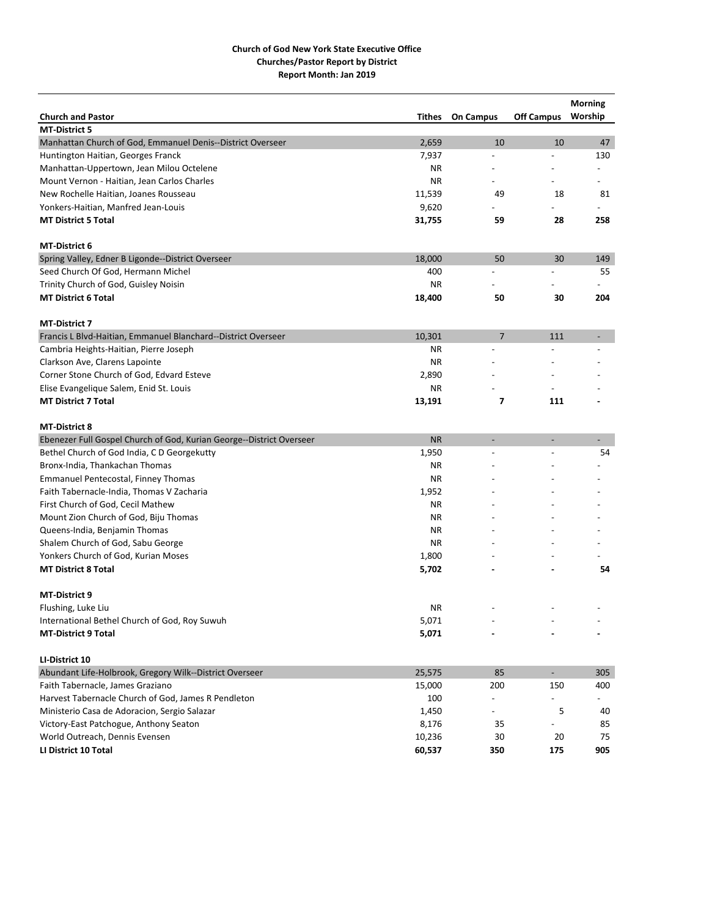**Church of God New York State Executive Office**
**Churches/Pastor Report by District**
**Report Month: Jan 2019**

| Church and Pastor | Tithes | On Campus | Off Campus | Morning Worship |
|---|---|---|---|---|
| **MT-District 5** | | | | |
| Manhattan Church of God, Emmanuel Denis--District Overseer | 2,659 | 10 | 10 | 47 |
| Huntington Haitian, Georges Franck | 7,937 | - | - | 130 |
| Manhattan-Uppertown, Jean Milou Octelene | NR | - | - | - |
| Mount Vernon - Haitian, Jean Carlos Charles | NR | - | - | - |
| New Rochelle Haitian, Joanes Rousseau | 11,539 | 49 | 18 | 81 |
| Yonkers-Haitian, Manfred Jean-Louis | 9,620 | - | - | - |
| **MT District 5 Total** | **31,755** | **59** | **28** | **258** |
| | | | | |
| **MT-District 6** | | | | |
| Spring Valley, Edner B Ligonde--District Overseer | 18,000 | 50 | 30 | 149 |
| Seed Church Of God, Hermann Michel | 400 | - | - | 55 |
| Trinity Church of God, Guisley Noisin | NR | - | - | - |
| **MT District 6 Total** | **18,400** | **50** | **30** | **204** |
| | | | | |
| **MT-District 7** | | | | |
| Francis L Blvd-Haitian, Emmanuel Blanchard--District Overseer | 10,301 | 7 | 111 | - |
| Cambria Heights-Haitian, Pierre Joseph | NR | - | - | - |
| Clarkson Ave, Clarens Lapointe | NR | - | - | - |
| Corner Stone Church of God, Edvard Esteve | 2,890 | - | - | - |
| Elise Evangelique Salem, Enid St. Louis | NR | - | - | - |
| **MT District 7 Total** | **13,191** | **7** | **111** | **-** |
| | | | | |
| **MT-District 8** | | | | |
| Ebenezer Full Gospel Church of God, Kurian George--District Overseer | NR | - | - | - |
| Bethel Church of God India, C D Georgekutty | 1,950 | - | - | 54 |
| Bronx-India, Thankachan Thomas | NR | - | - | - |
| Emmanuel Pentecostal, Finney Thomas | NR | - | - | - |
| Faith Tabernacle-India, Thomas V Zacharia | 1,952 | - | - | - |
| First Church of God, Cecil Mathew | NR | - | - | - |
| Mount Zion Church of God, Biju Thomas | NR | - | - | - |
| Queens-India, Benjamin Thomas | NR | - | - | - |
| Shalem Church of God, Sabu George | NR | - | - | - |
| Yonkers Church of God, Kurian Moses | 1,800 | - | - | - |
| **MT District 8 Total** | **5,702** | **-** | **-** | **54** |
| | | | | |
| **MT-District 9** | | | | |
| Flushing, Luke Liu | NR | - | - | - |
| International Bethel Church of God, Roy Suwuh | 5,071 | - | - | - |
| **MT-District 9 Total** | **5,071** | **-** | **-** | **-** |
| | | | | |
| **LI-District 10** | | | | |
| Abundant Life-Holbrook, Gregory Wilk--District Overseer | 25,575 | 85 | - | 305 |
| Faith Tabernacle, James Graziano | 15,000 | 200 | 150 | 400 |
| Harvest Tabernacle Church of God, James R Pendleton | 100 | - | - | - |
| Ministerio Casa de Adoracion, Sergio Salazar | 1,450 | - | 5 | 40 |
| Victory-East Patchogue, Anthony Seaton | 8,176 | 35 | - | 85 |
| World Outreach, Dennis Evensen | 10,236 | 30 | 20 | 75 |
| **LI District 10 Total** | **60,537** | **350** | **175** | **905** |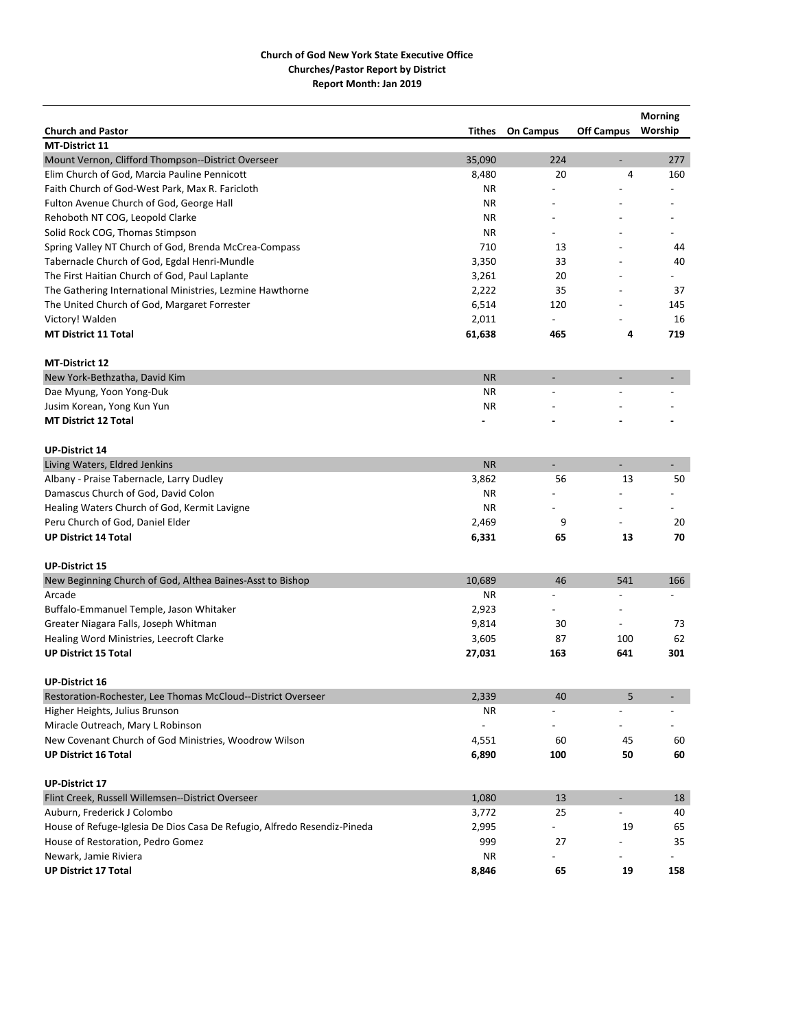**Church of God New York State Executive Office**
**Churches/Pastor Report by District**
**Report Month: Jan 2019**

| Church and Pastor | Tithes | On Campus | Off Campus | Morning Worship |
|---|---|---|---|---|
| **MT-District 11** | | | | |
| Mount Vernon, Clifford Thompson--District Overseer | 35,090 | 224 | - | 277 |
| Elim Church of God, Marcia Pauline Pennicott | 8,480 | 20 | 4 | 160 |
| Faith Church of God-West Park, Max R. Faricloth | NR | - | - | - |
| Fulton Avenue Church of God, George Hall | NR | - | - | - |
| Rehoboth NT COG, Leopold Clarke | NR | - | - | - |
| Solid Rock COG, Thomas Stimpson | NR | - | - | - |
| Spring Valley NT Church of God, Brenda McCrea-Compass | 710 | 13 | - | 44 |
| Tabernacle Church of God, Egdal Henri-Mundle | 3,350 | 33 | - | 40 |
| The First Haitian Church of God, Paul Laplante | 3,261 | 20 | - | - |
| The Gathering International Ministries, Lezmine Hawthorne | 2,222 | 35 | - | 37 |
| The United Church of God, Margaret Forrester | 6,514 | 120 | - | 145 |
| Victory! Walden | 2,011 | - | - | 16 |
| **MT District 11 Total** | **61,638** | **465** | **4** | **719** |
| **MT-District 12** | | | | |
| New York-Bethzatha, David Kim | NR | - | - | - |
| Dae Myung, Yoon Yong-Duk | NR | - | - | - |
| Jusim Korean, Yong Kun Yun | NR | - | - | - |
| **MT District 12 Total** | **-** | **-** | **-** | **-** |
| **UP-District 14** | | | | |
| Living Waters, Eldred Jenkins | NR | - | - | - |
| Albany - Praise Tabernacle, Larry Dudley | 3,862 | 56 | 13 | 50 |
| Damascus Church of God, David Colon | NR | - | - | - |
| Healing Waters Church of God, Kermit Lavigne | NR | - | - | - |
| Peru Church of God, Daniel Elder | 2,469 | 9 | - | 20 |
| **UP District 14 Total** | **6,331** | **65** | **13** | **70** |
| **UP-District 15** | | | | |
| New Beginning Church of God, Althea Baines-Asst to Bishop | 10,689 | 46 | 541 | 166 |
| Arcade | NR | - | - | - |
| Buffalo-Emmanuel Temple, Jason Whitaker | 2,923 | - | - | |
| Greater Niagara Falls, Joseph Whitman | 9,814 | 30 | - | 73 |
| Healing Word Ministries, Leecroft Clarke | 3,605 | 87 | 100 | 62 |
| **UP District 15 Total** | **27,031** | **163** | **641** | **301** |
| **UP-District 16** | | | | |
| Restoration-Rochester, Lee Thomas McCloud--District Overseer | 2,339 | 40 | 5 | - |
| Higher Heights, Julius Brunson | NR | - | - | - |
| Miracle Outreach, Mary L Robinson | - | - | - | - |
| New Covenant Church of God Ministries, Woodrow Wilson | 4,551 | 60 | 45 | 60 |
| **UP District 16 Total** | **6,890** | **100** | **50** | **60** |
| **UP-District 17** | | | | |
| Flint Creek, Russell Willemsen--District Overseer | 1,080 | 13 | - | 18 |
| Auburn, Frederick J Colombo | 3,772 | 25 | - | 40 |
| House of Refuge-Iglesia De Dios Casa De Refugio, Alfredo Resendiz-Pineda | 2,995 | - | 19 | 65 |
| House of Restoration, Pedro Gomez | 999 | 27 | - | 35 |
| Newark, Jamie Riviera | NR | - | - | - |
| **UP District 17 Total** | **8,846** | **65** | **19** | **158** |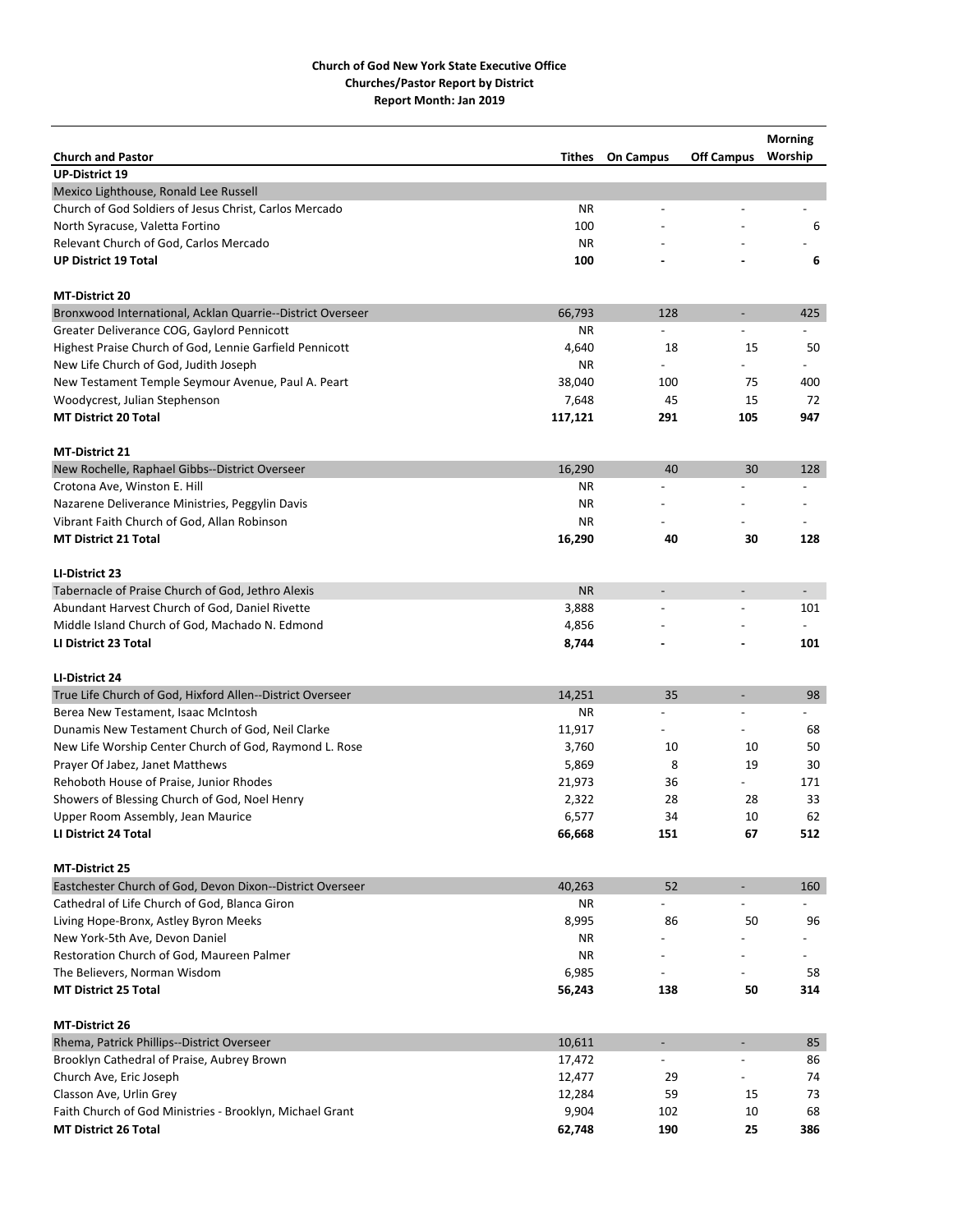**Church of God New York State Executive Office**
**Churches/Pastor Report by District**
**Report Month: Jan 2019**

| Church and Pastor | Tithes | On Campus | Off Campus | Morning Worship |
|---|---|---|---|---|
| **UP-District 19** | | | | |
| Mexico Lighthouse, Ronald Lee Russell | | | | |
| Church of God Soldiers of Jesus Christ, Carlos Mercado | NR | - | - | - |
| North Syracuse, Valetta Fortino | 100 | - | - | 6 |
| Relevant Church of God, Carlos Mercado | NR | - | - | - |
| **UP District 19 Total** | **100** | **-** | **-** | **6** |
| | | | | |
| **MT-District 20** | | | | |
| Bronxwood International, Acklan Quarrie--District Overseer | 66,793 | 128 | - | 425 |
| Greater Deliverance COG, Gaylord Pennicott | NR | - | - | - |
| Highest Praise Church of God, Lennie Garfield Pennicott | 4,640 | 18 | 15 | 50 |
| New Life Church of God, Judith Joseph | NR | - | - | - |
| New Testament Temple Seymour Avenue, Paul A. Peart | 38,040 | 100 | 75 | 400 |
| Woodycrest, Julian Stephenson | 7,648 | 45 | 15 | 72 |
| **MT District 20 Total** | **117,121** | **291** | **105** | **947** |
| | | | | |
| **MT-District 21** | | | | |
| New Rochelle, Raphael Gibbs--District Overseer | 16,290 | 40 | 30 | 128 |
| Crotona Ave, Winston E. Hill | NR | - | - | - |
| Nazarene Deliverance Ministries, Peggylin Davis | NR | - | - | - |
| Vibrant Faith Church of God, Allan Robinson | NR | - | - | - |
| **MT District 21 Total** | **16,290** | **40** | **30** | **128** |
| | | | | |
| **LI-District 23** | | | | |
| Tabernacle of Praise Church of God, Jethro Alexis | NR | - | - | - |
| Abundant Harvest Church of God, Daniel Rivette | 3,888 | - | - | 101 |
| Middle Island Church of God, Machado N. Edmond | 4,856 | - | - | - |
| **LI District 23 Total** | **8,744** | **-** | **-** | **101** |
| | | | | |
| **LI-District 24** | | | | |
| True Life Church of God, Hixford Allen--District Overseer | 14,251 | 35 | - | 98 |
| Berea New Testament, Isaac McIntosh | NR | - | - | - |
| Dunamis New Testament Church of God, Neil Clarke | 11,917 | - | - | 68 |
| New Life Worship Center Church of God, Raymond L. Rose | 3,760 | 10 | 10 | 50 |
| Prayer Of Jabez, Janet Matthews | 5,869 | 8 | 19 | 30 |
| Rehoboth House of Praise, Junior Rhodes | 21,973 | 36 | - | 171 |
| Showers of Blessing Church of God, Noel Henry | 2,322 | 28 | 28 | 33 |
| Upper Room Assembly, Jean Maurice | 6,577 | 34 | 10 | 62 |
| **LI District 24 Total** | **66,668** | **151** | **67** | **512** |
| | | | | |
| **MT-District 25** | | | | |
| Eastchester Church of God, Devon Dixon--District Overseer | 40,263 | 52 | - | 160 |
| Cathedral of Life Church of God, Blanca Giron | NR | - | - | - |
| Living Hope-Bronx, Astley Byron Meeks | 8,995 | 86 | 50 | 96 |
| New York-5th Ave, Devon Daniel | NR | - | - | - |
| Restoration Church of God, Maureen Palmer | NR | - | - | - |
| The Believers, Norman Wisdom | 6,985 | - | - | 58 |
| **MT District 25 Total** | **56,243** | **138** | **50** | **314** |
| | | | | |
| **MT-District 26** | | | | |
| Rhema, Patrick Phillips--District Overseer | 10,611 | - | - | 85 |
| Brooklyn Cathedral of Praise, Aubrey Brown | 17,472 | - | - | 86 |
| Church Ave, Eric Joseph | 12,477 | 29 | - | 74 |
| Classon Ave, Urlin Grey | 12,284 | 59 | 15 | 73 |
| Faith Church of God Ministries - Brooklyn, Michael Grant | 9,904 | 102 | 10 | 68 |
| **MT District 26 Total** | **62,748** | **190** | **25** | **386** |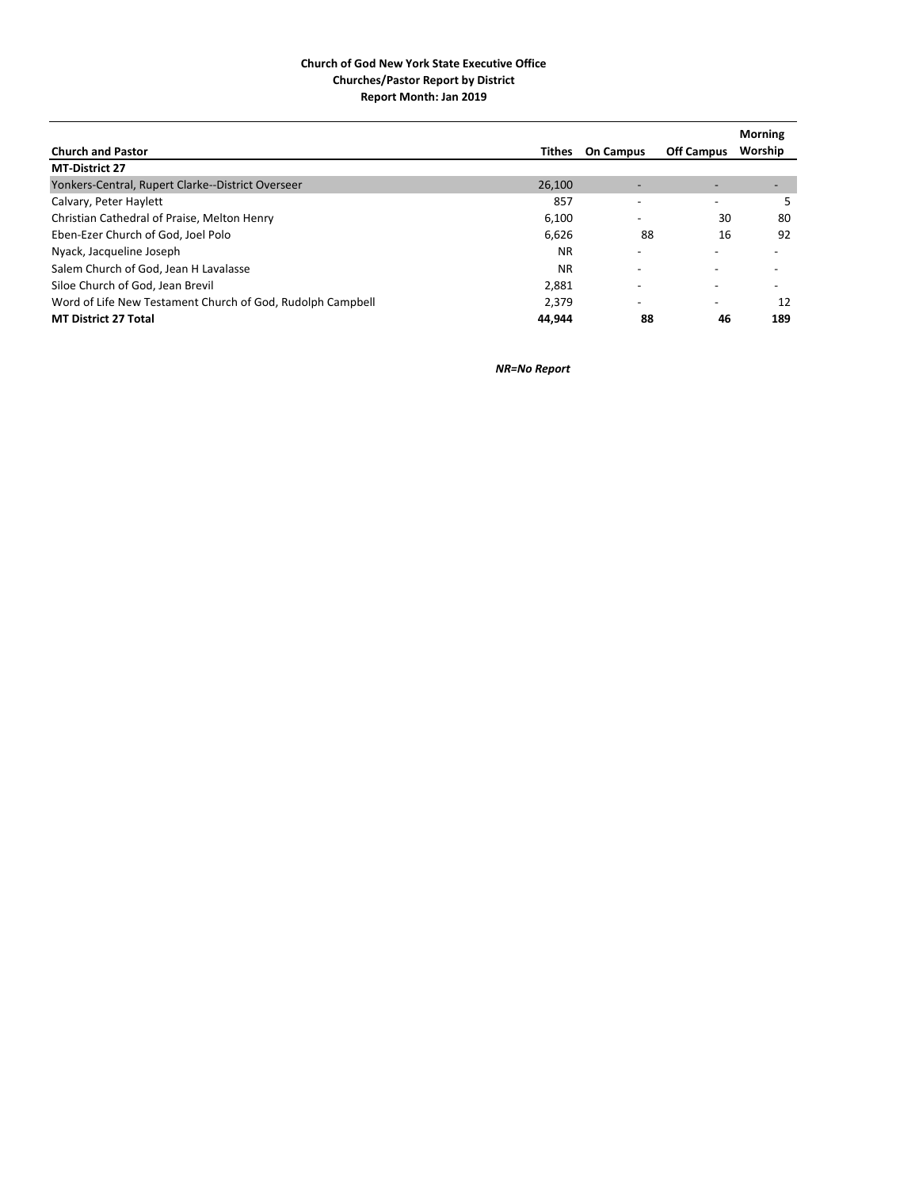**Church of God New York State Executive Office**
**Churches/Pastor Report by District**
**Report Month: Jan 2019**

| Church and Pastor | Tithes | On Campus | Off Campus | Morning Worship |
|---|---|---|---|---|
| **MT-District 27** | | | | |
| Yonkers-Central, Rupert Clarke--District Overseer | 26,100 | - | - | - |
| Calvary, Peter Haylett | 857 | - | - | 5 |
| Christian Cathedral of Praise, Melton Henry | 6,100 | - | 30 | 80 |
| Eben-Ezer Church of God, Joel Polo | 6,626 | 88 | 16 | 92 |
| Nyack, Jacqueline Joseph | NR | - | - | - |
| Salem Church of God, Jean H Lavalasse | NR | - | - | - |
| Siloe Church of God, Jean Brevil | 2,881 | - | - | - |
| Word of Life New Testament Church of God, Rudolph Campbell | 2,379 | - | - | 12 |
| **MT District 27 Total** | **44,944** | **88** | **46** | **189** |

***NR=No Report***